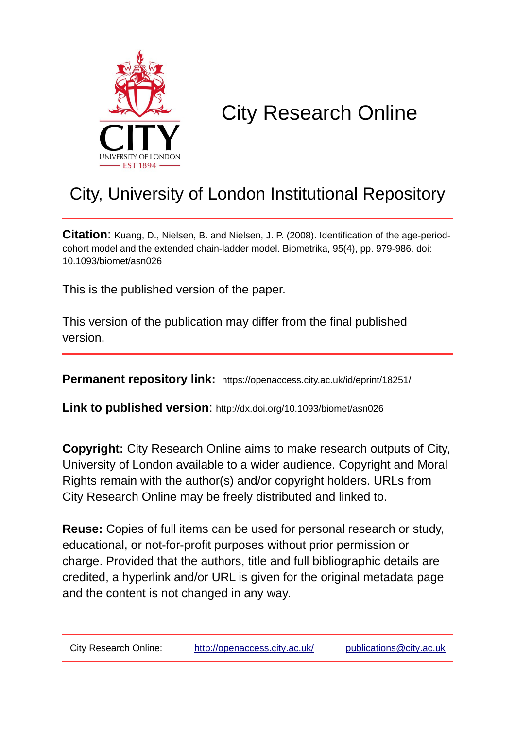# City Research Online

## City, University of London Institutional Repository

**Citation**: Kuang, D., Nielsen, B. and Nielsen, J. P. (2008). Identification of the age-period-cohort model and the extended chain-ladder model. Biometrika, 95(4), pp. 979-986. doi: 10.1093/biomet/asn026

This is the published version of the paper.

This version of the publication may differ from the final published version.

**Permanent repository link:** https://openaccess.city.ac.uk/id/eprint/18251/

**Link to published version**: http://dx.doi.org/10.1093/biomet/asn026

**Copyright:** City Research Online aims to make research outputs of City, University of London available to a wider audience. Copyright and Moral Rights remain with the author(s) and/or copyright holders. URLs from City Research Online may be freely distributed and linked to.

**Reuse:** Copies of full items can be used for personal research or study, educational, or not-for-profit purposes without prior permission or charge. Provided that the authors, title and full bibliographic details are credited, a hyperlink and/or URL is given for the original metadata page and the content is not changed in any way.

City Research Online: http://openaccess.city.ac.uk/ publications@city.ac.uk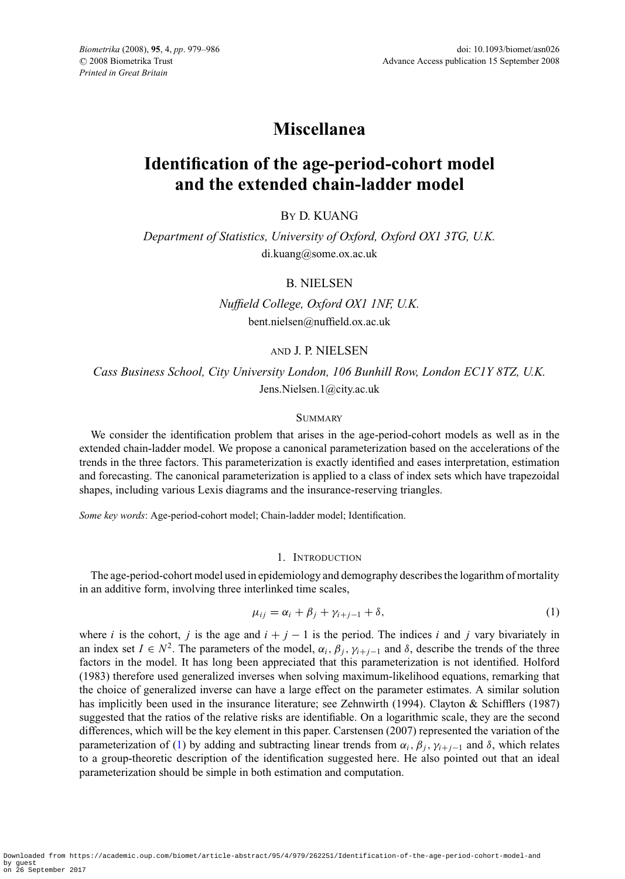# Miscellanea

# Identification of the age-period-cohort model and the extended chain-ladder model

BY D. KUANG

*Department of Statistics, University of Oxford, Oxford OX1 3TG, U.K.*
di.kuang@some.ox.ac.uk

B. NIELSEN

*Nuffield College, Oxford OX1 1NF, U.K.*
bent.nielsen@nuffield.ox.ac.uk

AND J. P. NIELSEN

*Cass Business School, City University London, 106 Bunhill Row, London EC1Y 8TZ, U.K.*
Jens.Nielsen.1@city.ac.uk

## SUMMARY

We consider the identification problem that arises in the age-period-cohort models as well as in the extended chain-ladder model. We propose a canonical parameterization based on the accelerations of the trends in the three factors. This parameterization is exactly identified and eases interpretation, estimation and forecasting. The canonical parameterization is applied to a class of index sets which have trapezoidal shapes, including various Lexis diagrams and the insurance-reserving triangles.

*Some key words*: Age-period-cohort model; Chain-ladder model; Identification.

## 1. INTRODUCTION

The age-period-cohort model used in epidemiology and demography describes the logarithm of mortality in an additive form, involving three interlinked time scales,

$$\mu_{ij} = \alpha_i + \beta_j + \gamma_{i+j-1} + \delta, \tag{1}$$

where $i$ is the cohort, $j$ is the age and $i + j - 1$ is the period. The indices $i$ and $j$ vary bivariately in an index set $I \in N^2$. The parameters of the model, $\alpha_i$, $\beta_j$, $\gamma_{i+j-1}$ and $\delta$, describe the trends of the three factors in the model. It has long been appreciated that this parameterization is not identified. Holford (1983) therefore used generalized inverses when solving maximum-likelihood equations, remarking that the choice of generalized inverse can have a large effect on the parameter estimates. A similar solution has implicitly been used in the insurance literature; see Zehnwirth (1994). Clayton & Schifflers (1987) suggested that the ratios of the relative risks are identifiable. On a logarithmic scale, they are the second differences, which will be the key element in this paper. Carstensen (2007) represented the variation of the parameterization of (1) by adding and subtracting linear trends from $\alpha_i$, $\beta_j$, $\gamma_{i+j-1}$ and $\delta$, which relates to a group-theoretic description of the identification suggested here. He also pointed out that an ideal parameterization should be simple in both estimation and computation.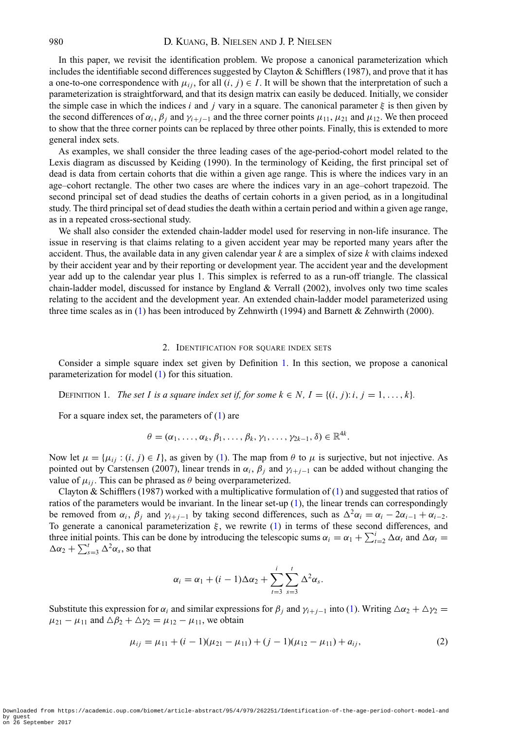In this paper, we revisit the identification problem. We propose a canonical parameterization which includes the identifiable second differences suggested by Clayton & Schifflers (1987), and prove that it has a one-to-one correspondence with $\mu_{ij}$, for all $(i, j) \in I$. It will be shown that the interpretation of such a parameterization is straightforward, and that its design matrix can easily be deduced. Initially, we consider the simple case in which the indices $i$ and $j$ vary in a square. The canonical parameter $\xi$ is then given by the second differences of $\alpha_i$, $\beta_j$ and $\gamma_{i+j-1}$ and the three corner points $\mu_{11}$, $\mu_{21}$ and $\mu_{12}$. We then proceed to show that the three corner points can be replaced by three other points. Finally, this is extended to more general index sets.

As examples, we shall consider the three leading cases of the age-period-cohort model related to the Lexis diagram as discussed by Keiding (1990). In the terminology of Keiding, the first principal set of dead is data from certain cohorts that die within a given age range. This is where the indices vary in an age–cohort rectangle. The other two cases are where the indices vary in an age–cohort trapezoid. The second principal set of dead studies the deaths of certain cohorts in a given period, as in a longitudinal study. The third principal set of dead studies the death within a certain period and within a given age range, as in a repeated cross-sectional study.

We shall also consider the extended chain-ladder model used for reserving in non-life insurance. The issue in reserving is that claims relating to a given accident year may be reported many years after the accident. Thus, the available data in any given calendar year $k$ are a simplex of size $k$ with claims indexed by their accident year and by their reporting or development year. The accident year and the development year add up to the calendar year plus 1. This simplex is referred to as a run-off triangle. The classical chain-ladder model, discussed for instance by England & Verrall (2002), involves only two time scales relating to the accident and the development year. An extended chain-ladder model parameterized using three time scales as in (1) has been introduced by Zehnwirth (1994) and Barnett & Zehnwirth (2000).

## 2. Identification for square index sets

Consider a simple square index set given by Definition 1. In this section, we propose a canonical parameterization for model (1) for this situation.

Definition 1. *The set $I$ is a square index set if, for some $k \in N$, $I = \{(i, j) : i, j = 1, \ldots, k\}$.*

For a square index set, the parameters of (1) are

$$\theta = (\alpha_1, \ldots, \alpha_k, \beta_1, \ldots, \beta_k, \gamma_1, \ldots, \gamma_{2k-1}, \delta) \in \mathbb{R}^{4k}.$$

Now let $\mu = \{\mu_{ij} : (i, j) \in I\}$, as given by (1). The map from $\theta$ to $\mu$ is surjective, but not injective. As pointed out by Carstensen (2007), linear trends in $\alpha_i$, $\beta_j$ and $\gamma_{i+j-1}$ can be added without changing the value of $\mu_{ij}$. This can be phrased as $\theta$ being overparameterized.

Clayton & Schifflers (1987) worked with a multiplicative formulation of (1) and suggested that ratios of ratios of the parameters would be invariant. In the linear set-up (1), the linear trends can correspondingly be removed from $\alpha_i$, $\beta_j$ and $\gamma_{i+j-1}$ by taking second differences, such as $\Delta^2\alpha_i = \alpha_i - 2\alpha_{i-1} + \alpha_{i-2}$. To generate a canonical parameterization $\xi$, we rewrite (1) in terms of these second differences, and three initial points. This can be done by introducing the telescopic sums $\alpha_i = \alpha_1 + \sum_{t=2}^{i} \Delta\alpha_t$ and $\Delta\alpha_t = \Delta\alpha_2 + \sum_{s=3}^{t} \Delta^2\alpha_s$, so that

$$\alpha_i = \alpha_1 + (i-1)\Delta\alpha_2 + \sum_{t=3}^{i}\sum_{s=3}^{t} \Delta^2\alpha_s.$$

Substitute this expression for $\alpha_i$ and similar expressions for $\beta_j$ and $\gamma_{i+j-1}$ into (1). Writing $\triangle\alpha_2 + \triangle\gamma_2 = \mu_{21} - \mu_{11}$ and $\triangle\beta_2 + \triangle\gamma_2 = \mu_{12} - \mu_{11}$, we obtain

$$\mu_{ij} = \mu_{11} + (i-1)(\mu_{21} - \mu_{11}) + (j-1)(\mu_{12} - \mu_{11}) + a_{ij}, \tag{2}$$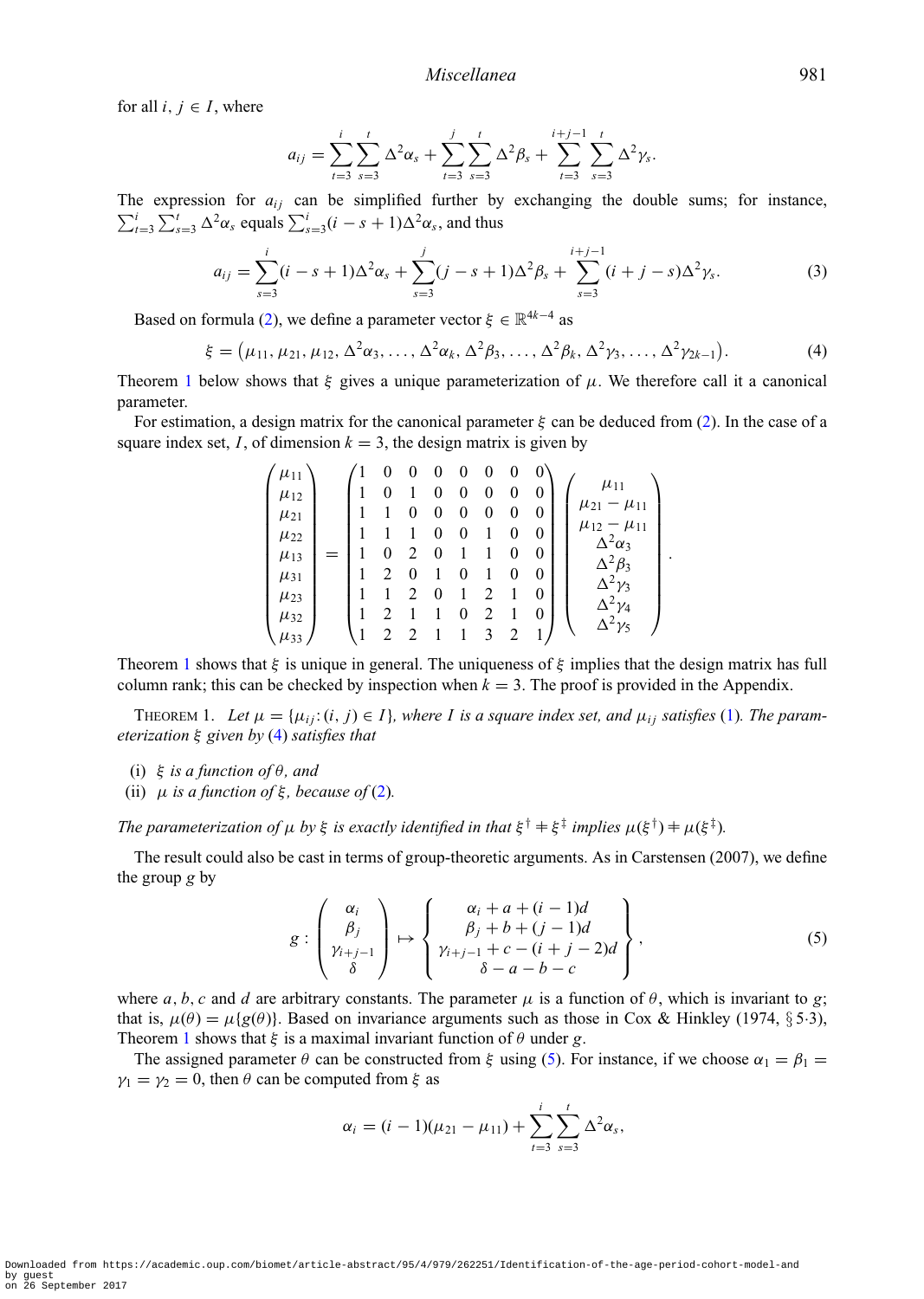for all $i, j \in I$, where

$$a_{ij} = \sum_{t=3}^{i}\sum_{s=3}^{t} \Delta^2\alpha_s + \sum_{t=3}^{j}\sum_{s=3}^{t} \Delta^2\beta_s + \sum_{t=3}^{i+j-1}\sum_{s=3}^{t} \Delta^2\gamma_s.$$

The expression for $a_{ij}$ can be simplified further by exchanging the double sums; for instance, $\sum_{t=3}^{i}\sum_{s=3}^{t} \Delta^2\alpha_s$ equals $\sum_{s=3}^{i}(i-s+1)\Delta^2\alpha_s$, and thus

$$a_{ij} = \sum_{s=3}^{i}(i-s+1)\Delta^2\alpha_s + \sum_{s=3}^{j}(j-s+1)\Delta^2\beta_s + \sum_{s=3}^{i+j-1}(i+j-s)\Delta^2\gamma_s. \tag{3}$$

Based on formula (2), we define a parameter vector $\xi \in \mathbb{R}^{4k-4}$ as

$$\xi = \left(\mu_{11}, \mu_{21}, \mu_{12}, \Delta^2\alpha_3, \ldots, \Delta^2\alpha_k, \Delta^2\beta_3, \ldots, \Delta^2\beta_k, \Delta^2\gamma_3, \ldots, \Delta^2\gamma_{2k-1}\right). \tag{4}$$

Theorem 1 below shows that $\xi$ gives a unique parameterization of $\mu$. We therefore call it a canonical parameter.

For estimation, a design matrix for the canonical parameter $\xi$ can be deduced from (2). In the case of a square index set, $I$, of dimension $k = 3$, the design matrix is given by

$$\begin{pmatrix} \mu_{11} \\ \mu_{12} \\ \mu_{21} \\ \mu_{22} \\ \mu_{13} \\ \mu_{31} \\ \mu_{23} \\ \mu_{32} \\ \mu_{33} \end{pmatrix} = \begin{pmatrix} 1 & 0 & 0 & 0 & 0 & 0 & 0 & 0 \\ 1 & 0 & 1 & 0 & 0 & 0 & 0 & 0 \\ 1 & 1 & 0 & 0 & 0 & 0 & 0 & 0 \\ 1 & 1 & 1 & 0 & 0 & 1 & 0 & 0 \\ 1 & 0 & 2 & 0 & 1 & 1 & 0 & 0 \\ 1 & 2 & 0 & 1 & 0 & 1 & 0 & 0 \\ 1 & 1 & 2 & 0 & 1 & 2 & 1 & 0 \\ 1 & 2 & 1 & 1 & 0 & 2 & 1 & 0 \\ 1 & 2 & 2 & 1 & 1 & 3 & 2 & 1 \end{pmatrix} \begin{pmatrix} \mu_{11} \\ \mu_{21} - \mu_{11} \\ \mu_{12} - \mu_{11} \\ \Delta^2\alpha_3 \\ \Delta^2\beta_3 \\ \Delta^2\gamma_3 \\ \Delta^2\gamma_4 \\ \Delta^2\gamma_5 \end{pmatrix}.$$

Theorem 1 shows that $\xi$ is unique in general. The uniqueness of $\xi$ implies that the design matrix has full column rank; this can be checked by inspection when $k = 3$. The proof is provided in the Appendix.

THEOREM 1. *Let $\mu = \{\mu_{ij} : (i, j) \in I\}$, where $I$ is a square index set, and $\mu_{ij}$ satisfies (1). The parameterization $\xi$ given by (4) satisfies that*

(i) *$\xi$ is a function of $\theta$, and*
(ii) *$\mu$ is a function of $\xi$, because of (2).*

*The parameterization of $\mu$ by $\xi$ is exactly identified in that $\xi^\dagger \neq \xi^\ddagger$ implies $\mu(\xi^\dagger) \neq \mu(\xi^\ddagger)$.*

The result could also be cast in terms of group-theoretic arguments. As in Carstensen (2007), we define the group $g$ by

$$g : \begin{pmatrix} \alpha_i \\ \beta_j \\ \gamma_{i+j-1} \\ \delta \end{pmatrix} \mapsto \begin{Bmatrix} \alpha_i + a + (i-1)d \\ \beta_j + b + (j-1)d \\ \gamma_{i+j-1} + c - (i+j-2)d \\ \delta - a - b - c \end{Bmatrix}, \tag{5}$$

where $a, b, c$ and $d$ are arbitrary constants. The parameter $\mu$ is a function of $\theta$, which is invariant to $g$; that is, $\mu(\theta) = \mu\{g(\theta)\}$. Based on invariance arguments such as those in Cox & Hinkley (1974, § 5·3), Theorem 1 shows that $\xi$ is a maximal invariant function of $\theta$ under $g$.

The assigned parameter $\theta$ can be constructed from $\xi$ using (5). For instance, if we choose $\alpha_1 = \beta_1 = \gamma_1 = \gamma_2 = 0$, then $\theta$ can be computed from $\xi$ as

$$\alpha_i = (i-1)(\mu_{21} - \mu_{11}) + \sum_{t=3}^{i}\sum_{s=3}^{t} \Delta^2\alpha_s,$$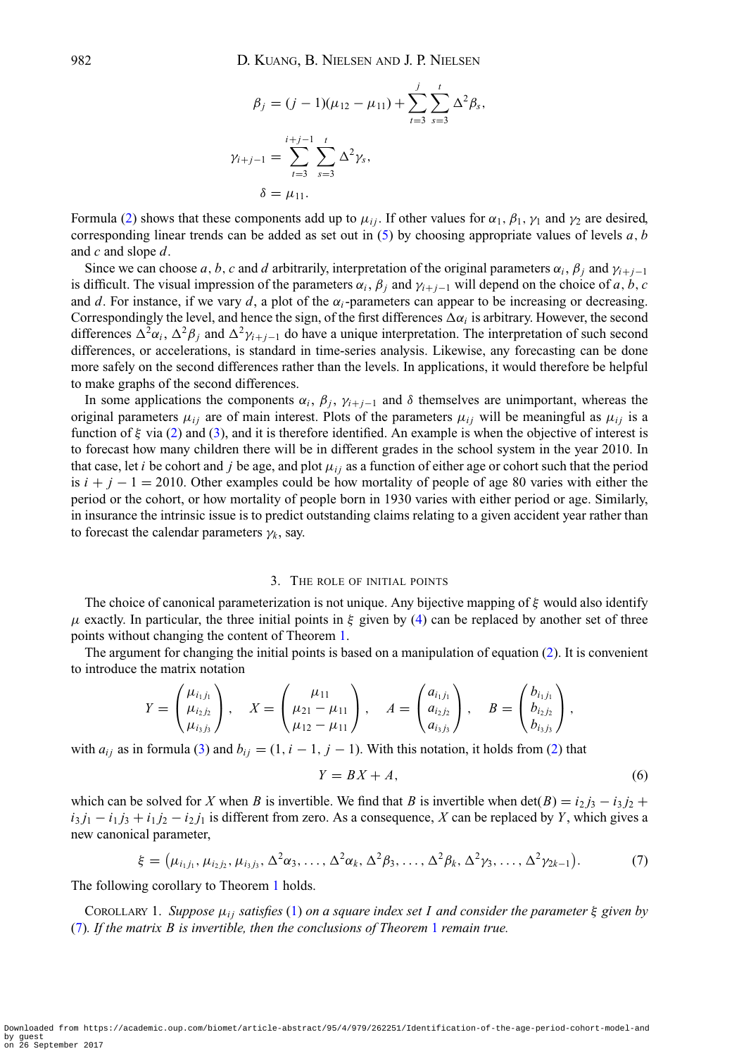$$\beta_j = (j-1)(\mu_{12} - \mu_{11}) + \sum_{t=3}^{j} \sum_{s=3}^{t} \Delta^2 \beta_s,$$

$$\gamma_{i+j-1} = \sum_{t=3}^{i+j-1} \sum_{s=3}^{t} \Delta^2 \gamma_s,$$

$$\delta = \mu_{11}.$$

Formula (2) shows that these components add up to $\mu_{ij}$. If other values for $\alpha_1$, $\beta_1$, $\gamma_1$ and $\gamma_2$ are desired, corresponding linear trends can be added as set out in (5) by choosing appropriate values of levels $a$, $b$ and $c$ and slope $d$.

Since we can choose $a$, $b$, $c$ and $d$ arbitrarily, interpretation of the original parameters $\alpha_i$, $\beta_j$ and $\gamma_{i+j-1}$ is difficult. The visual impression of the parameters $\alpha_i$, $\beta_j$ and $\gamma_{i+j-1}$ will depend on the choice of $a$, $b$, $c$ and $d$. For instance, if we vary $d$, a plot of the $\alpha_i$-parameters can appear to be increasing or decreasing. Correspondingly the level, and hence the sign, of the first differences $\Delta\alpha_i$ is arbitrary. However, the second differences $\Delta^2\alpha_i$, $\Delta^2\beta_j$ and $\Delta^2\gamma_{i+j-1}$ do have a unique interpretation. The interpretation of such second differences, or accelerations, is standard in time-series analysis. Likewise, any forecasting can be done more safely on the second differences rather than the levels. In applications, it would therefore be helpful to make graphs of the second differences.

In some applications the components $\alpha_i$, $\beta_j$, $\gamma_{i+j-1}$ and $\delta$ themselves are unimportant, whereas the original parameters $\mu_{ij}$ are of main interest. Plots of the parameters $\mu_{ij}$ will be meaningful as $\mu_{ij}$ is a function of $\xi$ via (2) and (3), and it is therefore identified. An example is when the objective of interest is to forecast how many children there will be in different grades in the school system in the year 2010. In that case, let $i$ be cohort and $j$ be age, and plot $\mu_{ij}$ as a function of either age or cohort such that the period is $i + j - 1 = 2010$. Other examples could be how mortality of people of age 80 varies with either the period or the cohort, or how mortality of people born in 1930 varies with either period or age. Similarly, in insurance the intrinsic issue is to predict outstanding claims relating to a given accident year rather than to forecast the calendar parameters $\gamma_k$, say.

## 3. The role of initial points

The choice of canonical parameterization is not unique. Any bijective mapping of $\xi$ would also identify $\mu$ exactly. In particular, the three initial points in $\xi$ given by (4) can be replaced by another set of three points without changing the content of Theorem 1.

The argument for changing the initial points is based on a manipulation of equation (2). It is convenient to introduce the matrix notation

$$Y = \begin{pmatrix} \mu_{i_1 j_1} \\ \mu_{i_2 j_2} \\ \mu_{i_3 j_3} \end{pmatrix}, \quad X = \begin{pmatrix} \mu_{11} \\ \mu_{21} - \mu_{11} \\ \mu_{12} - \mu_{11} \end{pmatrix}, \quad A = \begin{pmatrix} a_{i_1 j_1} \\ a_{i_2 j_2} \\ a_{i_3 j_3} \end{pmatrix}, \quad B = \begin{pmatrix} b_{i_1 j_1} \\ b_{i_2 j_2} \\ b_{i_3 j_3} \end{pmatrix},$$

with $a_{ij}$ as in formula (3) and $b_{ij} = (1, i-1, j-1)$. With this notation, it holds from (2) that

$$Y = BX + A, \tag{6}$$

which can be solved for $X$ when $B$ is invertible. We find that $B$ is invertible when $\det(B) = i_2 j_3 - i_3 j_2 + i_3 j_1 - i_1 j_3 + i_1 j_2 - i_2 j_1$ is different from zero. As a consequence, $X$ can be replaced by $Y$, which gives a new canonical parameter,

$$\xi = \left(\mu_{i_1 j_1}, \mu_{i_2 j_2}, \mu_{i_3 j_3}, \Delta^2\alpha_3, \ldots, \Delta^2\alpha_k, \Delta^2\beta_3, \ldots, \Delta^2\beta_k, \Delta^2\gamma_3, \ldots, \Delta^2\gamma_{2k-1}\right). \tag{7}$$

The following corollary to Theorem 1 holds.

Corollary 1. *Suppose $\mu_{ij}$ satisfies (1) on a square index set $I$ and consider the parameter $\xi$ given by (7). If the matrix $B$ is invertible, then the conclusions of Theorem 1 remain true.*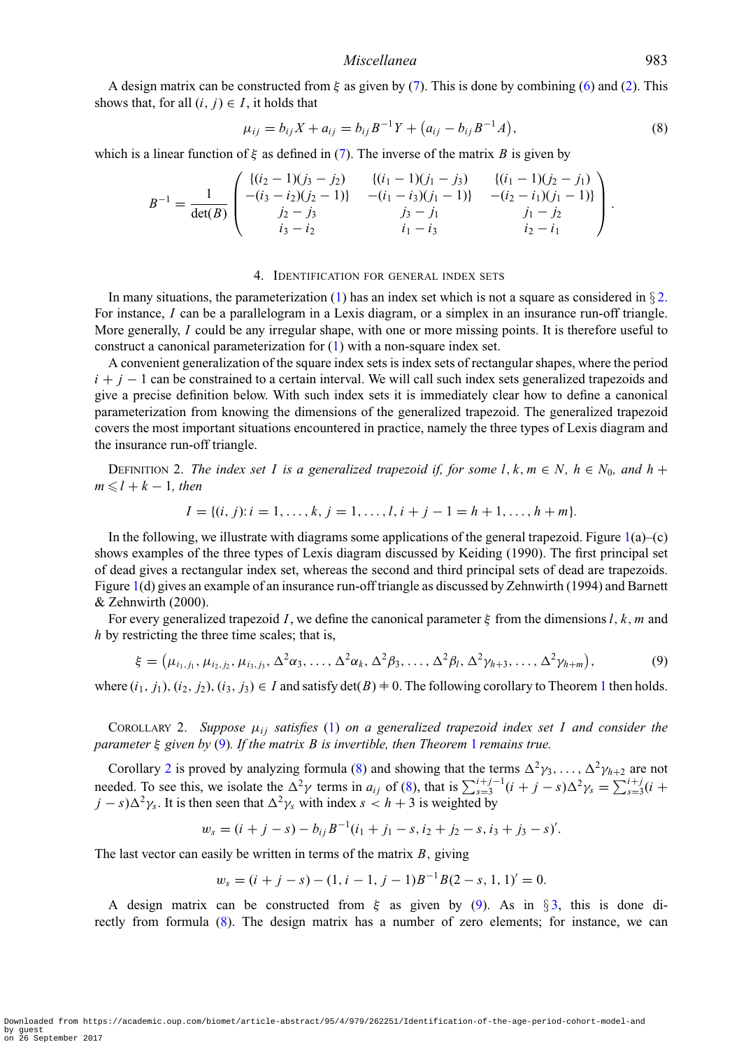A design matrix can be constructed from $\xi$ as given by (7). This is done by combining (6) and (2). This shows that, for all $(i, j) \in I$, it holds that

$$\mu_{ij} = b_{ij} X + a_{ij} = b_{ij} B^{-1} Y + \left(a_{ij} - b_{ij} B^{-1} A\right), \tag{8}$$

which is a linear function of $\xi$ as defined in (7). The inverse of the matrix $B$ is given by

$$B^{-1} = \frac{1}{\det(B)} \begin{pmatrix} \{(i_2-1)(j_3-j_2) & \{(i_1-1)(j_1-j_3) & \{(i_1-1)(j_2-j_1) \\ -(i_3-i_2)(j_2-1)\} & -(i_1-i_3)(j_1-1)\} & -(i_2-i_1)(j_1-1)\} \\ j_2-j_3 & j_3-j_1 & j_1-j_2 \\ i_3-i_2 & i_1-i_3 & i_2-i_1 \end{pmatrix}.$$

## 4. Identification for general index sets

In many situations, the parameterization (1) has an index set which is not a square as considered in § 2. For instance, $I$ can be a parallelogram in a Lexis diagram, or a simplex in an insurance run-off triangle. More generally, $I$ could be any irregular shape, with one or more missing points. It is therefore useful to construct a canonical parameterization for (1) with a non-square index set.

A convenient generalization of the square index sets is index sets of rectangular shapes, where the period $i + j - 1$ can be constrained to a certain interval. We will call such index sets generalized trapezoids and give a precise definition below. With such index sets it is immediately clear how to define a canonical parameterization from knowing the dimensions of the generalized trapezoid. The generalized trapezoid covers the most important situations encountered in practice, namely the three types of Lexis diagram and the insurance run-off triangle.

Definition 2. *The index set $I$ is a generalized trapezoid if, for some $l, k, m \in N$, $h \in N_0$, and $h + m \leqslant l + k - 1$, then*

$$I = \{(i, j): i = 1, \ldots, k, j = 1, \ldots, l, i + j - 1 = h + 1, \ldots, h + m\}.$$

In the following, we illustrate with diagrams some applications of the general trapezoid. Figure 1(a)–(c) shows examples of the three types of Lexis diagram discussed by Keiding (1990). The first principal set of dead gives a rectangular index set, whereas the second and third principal sets of dead are trapezoids. Figure 1(d) gives an example of an insurance run-off triangle as discussed by Zehnwirth (1994) and Barnett & Zehnwirth (2000).

For every generalized trapezoid $I$, we define the canonical parameter $\xi$ from the dimensions $l$, $k$, $m$ and $h$ by restricting the three time scales; that is,

$$\xi = \left(\mu_{i_1, j_1}, \mu_{i_2, j_2}, \mu_{i_3, j_3}, \Delta^2\alpha_3, \ldots, \Delta^2\alpha_k, \Delta^2\beta_3, \ldots, \Delta^2\beta_l, \Delta^2\gamma_{h+3}, \ldots, \Delta^2\gamma_{h+m}\right), \tag{9}$$

where $(i_1, j_1), (i_2, j_2), (i_3, j_3) \in I$ and satisfy $\det(B) \neq 0$. The following corollary to Theorem 1 then holds.

Corollary 2. *Suppose $\mu_{ij}$ satisfies (1) on a generalized trapezoid index set $I$ and consider the parameter $\xi$ given by (9). If the matrix $B$ is invertible, then Theorem 1 remains true.*

Corollary 2 is proved by analyzing formula (8) and showing that the terms $\Delta^2\gamma_3, \ldots, \Delta^2\gamma_{h+2}$ are not needed. To see this, we isolate the $\Delta^2\gamma$ terms in $a_{ij}$ of (8), that is $\sum_{s=3}^{i+j-1}(i + j - s)\Delta^2\gamma_s = \sum_{s=3}^{i+j}(i + j - s)\Delta^2\gamma_s$. It is then seen that $\Delta^2\gamma_s$ with index $s < h + 3$ is weighted by

$$w_s = (i + j - s) - b_{ij} B^{-1}(i_1 + j_1 - s, i_2 + j_2 - s, i_3 + j_3 - s)'.$$

The last vector can easily be written in terms of the matrix $B$, giving

$$w_s = (i + j - s) - (1, i - 1, j - 1) B^{-1} B (2 - s, 1, 1)' = 0.$$

A design matrix can be constructed from $\xi$ as given by (9). As in § 3, this is done directly from formula (8). The design matrix has a number of zero elements; for instance, we can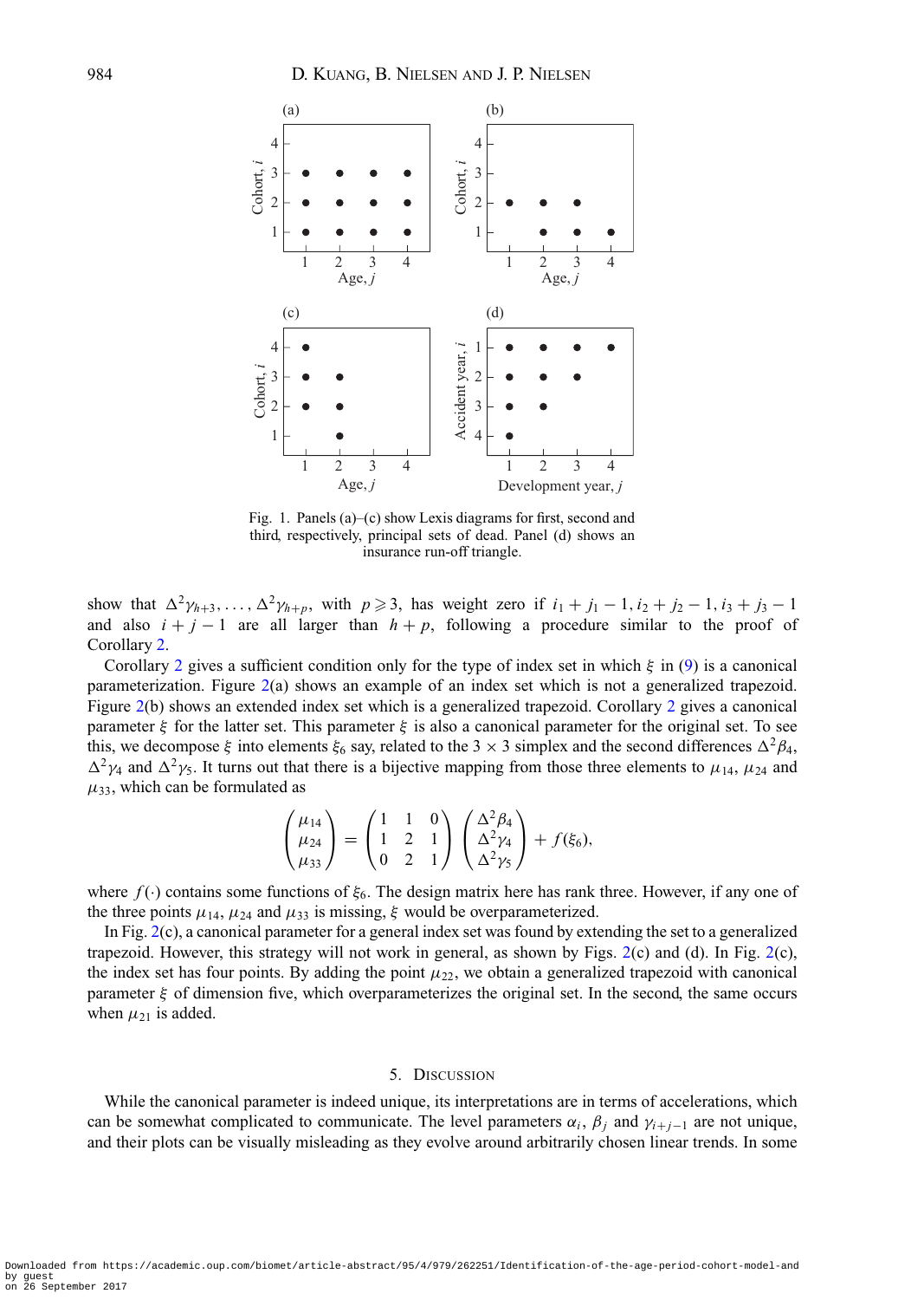Fig. 1. Panels (a)–(c) show Lexis diagrams for first, second and third, respectively, principal sets of dead. Panel (d) shows an insurance run-off triangle.

show that $\Delta^2\gamma_{h+3}, \ldots, \Delta^2\gamma_{h+p}$, with $p \geqslant 3$, has weight zero if $i_1 + j_1 - 1, i_2 + j_2 - 1, i_3 + j_3 - 1$ and also $i + j - 1$ are all larger than $h + p$, following a procedure similar to the proof of Corollary 2.

Corollary 2 gives a sufficient condition only for the type of index set in which $\xi$ in (9) is a canonical parameterization. Figure 2(a) shows an example of an index set which is not a generalized trapezoid. Figure 2(b) shows an extended index set which is a generalized trapezoid. Corollary 2 gives a canonical parameter $\xi$ for the latter set. This parameter $\xi$ is also a canonical parameter for the original set. To see this, we decompose $\xi$ into elements $\xi_6$ say, related to the $3 \times 3$ simplex and the second differences $\Delta^2\beta_4$, $\Delta^2\gamma_4$ and $\Delta^2\gamma_5$. It turns out that there is a bijective mapping from those three elements to $\mu_{14}$, $\mu_{24}$ and $\mu_{33}$, which can be formulated as

$$\begin{pmatrix} \mu_{14} \\ \mu_{24} \\ \mu_{33} \end{pmatrix} = \begin{pmatrix} 1 & 1 & 0 \\ 1 & 2 & 1 \\ 0 & 2 & 1 \end{pmatrix} \begin{pmatrix} \Delta^2\beta_4 \\ \Delta^2\gamma_4 \\ \Delta^2\gamma_5 \end{pmatrix} + f(\xi_6),$$

where $f(\cdot)$ contains some functions of $\xi_6$. The design matrix here has rank three. However, if any one of the three points $\mu_{14}$, $\mu_{24}$ and $\mu_{33}$ is missing, $\xi$ would be overparameterized.

In Fig. 2(c), a canonical parameter for a general index set was found by extending the set to a generalized trapezoid. However, this strategy will not work in general, as shown by Figs. 2(c) and (d). In Fig. 2(c), the index set has four points. By adding the point $\mu_{22}$, we obtain a generalized trapezoid with canonical parameter $\xi$ of dimension five, which overparameterizes the original set. In the second, the same occurs when $\mu_{21}$ is added.

## 5. Discussion

While the canonical parameter is indeed unique, its interpretations are in terms of accelerations, which can be somewhat complicated to communicate. The level parameters $\alpha_i$, $\beta_j$ and $\gamma_{i+j-1}$ are not unique, and their plots can be visually misleading as they evolve around arbitrarily chosen linear trends. In some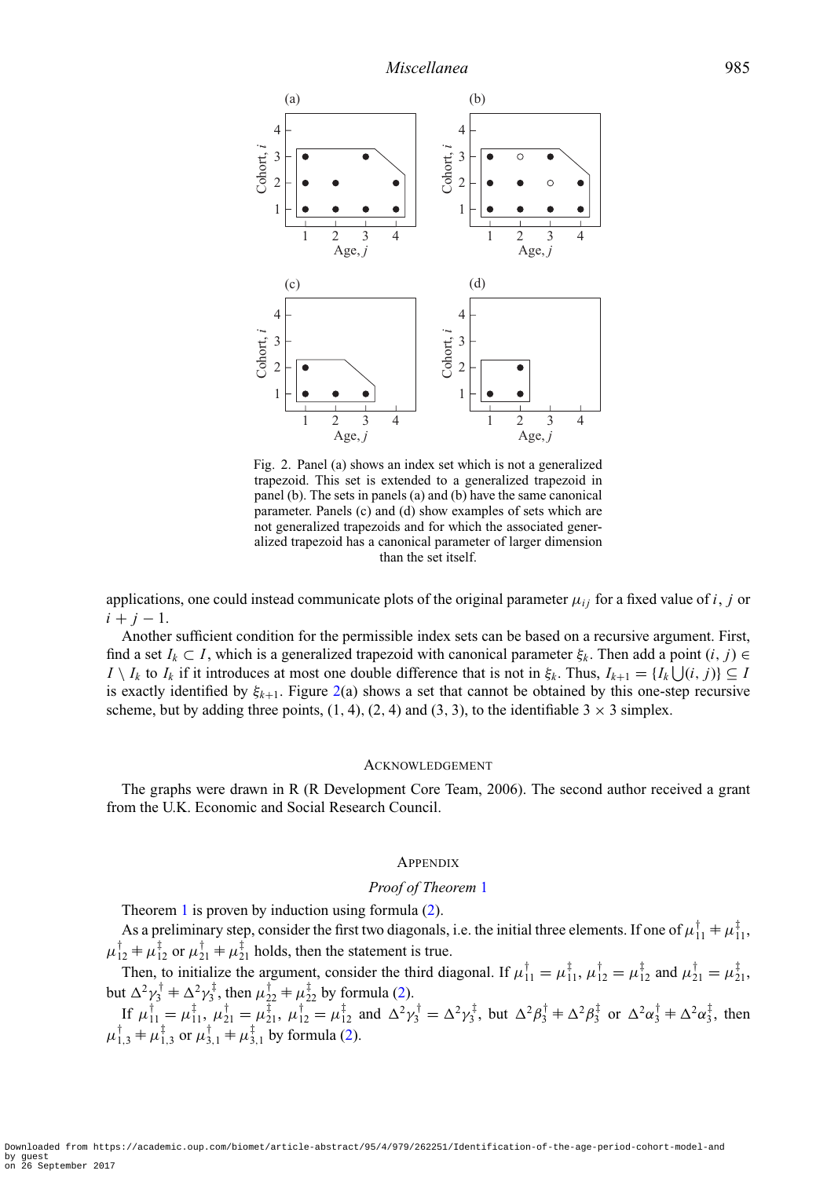Fig. 2. Panel (a) shows an index set which is not a generalized trapezoid. This set is extended to a generalized trapezoid in panel (b). The sets in panels (a) and (b) have the same canonical parameter. Panels (c) and (d) show examples of sets which are not generalized trapezoids and for which the associated generalized trapezoid has a canonical parameter of larger dimension than the set itself.

applications, one could instead communicate plots of the original parameter $\mu_{ij}$ for a fixed value of $i$, $j$ or $i + j - 1$.

Another sufficient condition for the permissible index sets can be based on a recursive argument. First, find a set $I_k \subset I$, which is a generalized trapezoid with canonical parameter $\xi_k$. Then add a point $(i, j) \in I \setminus I_k$ to $I_k$ if it introduces at most one double difference that is not in $\xi_k$. Thus, $I_{k+1} = \{I_k \bigcup (i, j)\} \subseteq I$ is exactly identified by $\xi_{k+1}$. Figure 2(a) shows a set that cannot be obtained by this one-step recursive scheme, but by adding three points, $(1, 4)$, $(2, 4)$ and $(3, 3)$, to the identifiable $3 \times 3$ simplex.

## Acknowledgement

The graphs were drawn in R (R Development Core Team, 2006). The second author received a grant from the U.K. Economic and Social Research Council.

## Appendix

### *Proof of Theorem 1*

Theorem 1 is proven by induction using formula (2).

As a preliminary step, consider the first two diagonals, i.e. the initial three elements. If one of $\mu^{\dagger}_{11} \neq \mu^{\ddagger}_{11}$, $\mu^{\dagger}_{12} \neq \mu^{\ddagger}_{12}$ or $\mu^{\dagger}_{21} \neq \mu^{\ddagger}_{21}$ holds, then the statement is true.

Then, to initialize the argument, consider the third diagonal. If $\mu^{\dagger}_{11} = \mu^{\ddagger}_{11}$, $\mu^{\dagger}_{12} = \mu^{\ddagger}_{12}$ and $\mu^{\dagger}_{21} = \mu^{\ddagger}_{21}$, but $\Delta^2\gamma^{\dagger}_3 \neq \Delta^2\gamma^{\ddagger}_3$, then $\mu^{\dagger}_{22} \neq \mu^{\ddagger}_{22}$ by formula (2).

If $\mu^{\dagger}_{11} = \mu^{\ddagger}_{11}$, $\mu^{\dagger}_{21} = \mu^{\ddagger}_{21}$, $\mu^{\dagger}_{12} = \mu^{\ddagger}_{12}$ and $\Delta^2\gamma^{\dagger}_3 = \Delta^2\gamma^{\ddagger}_3$, but $\Delta^2\beta^{\dagger}_3 \neq \Delta^2\beta^{\ddagger}_3$ or $\Delta^2\alpha^{\dagger}_3 \neq \Delta^2\alpha^{\ddagger}_3$, then $\mu^{\dagger}_{1,3} \neq \mu^{\ddagger}_{1,3}$ or $\mu^{\dagger}_{3,1} \neq \mu^{\ddagger}_{3,1}$ by formula (2).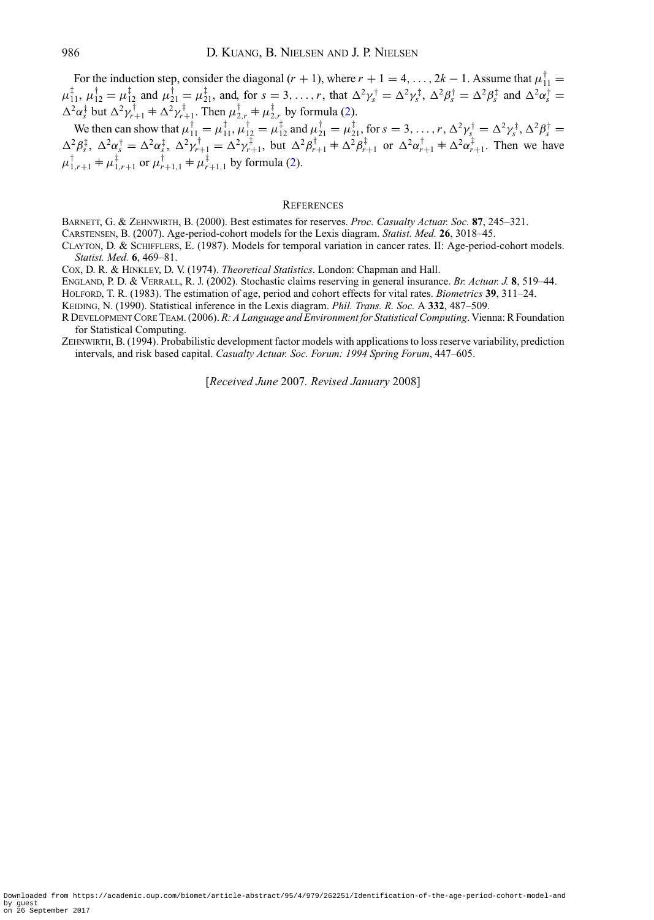For the induction step, consider the diagonal $(r + 1)$, where $r + 1 = 4, \ldots, 2k - 1$. Assume that $\mu^{\dagger}_{11} = \mu^{\ddagger}_{11}$, $\mu^{\dagger}_{12} = \mu^{\ddagger}_{12}$ and $\mu^{\dagger}_{21} = \mu^{\ddagger}_{21}$, and, for $s = 3, \ldots, r$, that $\Delta^2\gamma^{\dagger}_s = \Delta^2\gamma^{\ddagger}_s$, $\Delta^2\beta^{\dagger}_s = \Delta^2\beta^{\ddagger}_s$ and $\Delta^2\alpha^{\dagger}_s = \Delta^2\alpha^{\ddagger}_s$ but $\Delta^2\gamma^{\dagger}_{r+1} \neq \Delta^2\gamma^{\ddagger}_{r+1}$. Then $\mu^{\dagger}_{2,r} \neq \mu^{\ddagger}_{2,r}$ by formula (2).

We then can show that $\mu^{\dagger}_{11} = \mu^{\ddagger}_{11}$, $\mu^{\dagger}_{12} = \mu^{\ddagger}_{12}$ and $\mu^{\dagger}_{21} = \mu^{\ddagger}_{21}$, for $s = 3, \ldots, r$, $\Delta^2\gamma^{\dagger}_s = \Delta^2\gamma^{\ddagger}_s$, $\Delta^2\beta^{\dagger}_s = \Delta^2\beta^{\ddagger}_s$, $\Delta^2\alpha^{\dagger}_s = \Delta^2\alpha^{\ddagger}_s$, $\Delta^2\gamma^{\dagger}_{r+1} = \Delta^2\gamma^{\ddagger}_{r+1}$, but $\Delta^2\beta^{\dagger}_{r+1} \neq \Delta^2\beta^{\ddagger}_{r+1}$ or $\Delta^2\alpha^{\dagger}_{r+1} \neq \Delta^2\alpha^{\ddagger}_{r+1}$. Then we have $\mu^{\dagger}_{1,r+1} \neq \mu^{\ddagger}_{1,r+1}$ or $\mu^{\dagger}_{r+1,1} \neq \mu^{\ddagger}_{r+1,1}$ by formula (2).

## References

Barnett, G. & Zehnwirth, B. (2000). Best estimates for reserves. *Proc. Casualty Actuar. Soc.* **87**, 245–321.

Carstensen, B. (2007). Age-period-cohort models for the Lexis diagram. *Statist. Med.* **26**, 3018–45.

Clayton, D. & Schifflers, E. (1987). Models for temporal variation in cancer rates. II: Age-period-cohort models. *Statist. Med.* **6**, 469–81.

Cox, D. R. & Hinkley, D. V. (1974). *Theoretical Statistics*. London: Chapman and Hall.

England, P. D. & Verrall, R. J. (2002). Stochastic claims reserving in general insurance. *Br. Actuar. J.* **8**, 519–44.

Holford, T. R. (1983). The estimation of age, period and cohort effects for vital rates. *Biometrics* **39**, 311–24.

Keiding, N. (1990). Statistical inference in the Lexis diagram. *Phil. Trans. R. Soc.* A **332**, 487–509.

R Development Core Team. (2006). *R: A Language and Environment for Statistical Computing*. Vienna: R Foundation for Statistical Computing.

Zehnwirth, B. (1994). Probabilistic development factor models with applications to loss reserve variability, prediction intervals, and risk based capital. *Casualty Actuar. Soc. Forum: 1994 Spring Forum*, 447–605.

[*Received June* 2007. *Revised January* 2008]